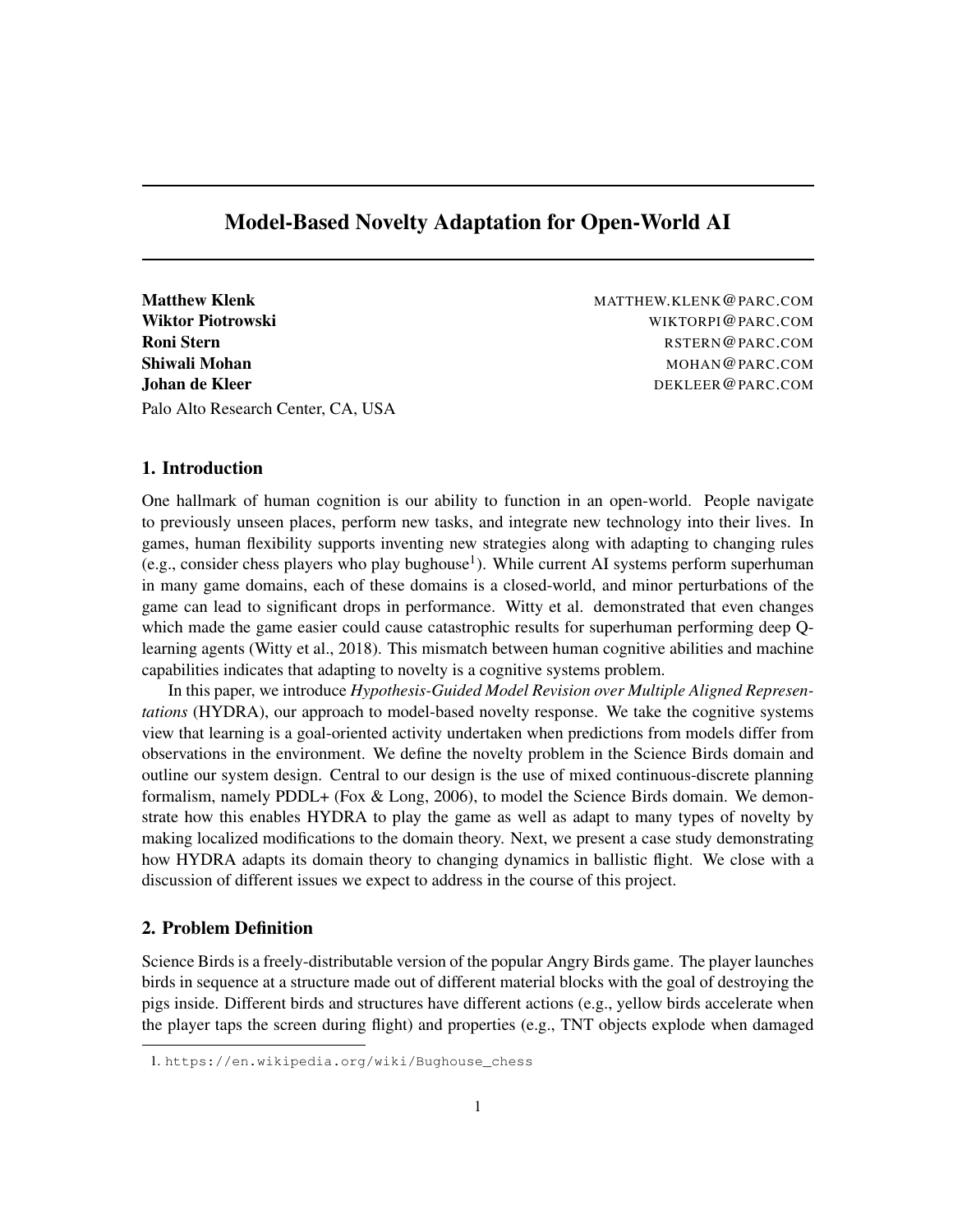# Model-Based Novelty Adaptation for Open-World AI

**Matthew Klenk** MATTHEW.KLENK@PARC.COM
**Wiktor Piotrowski** WIKTORPI@PARC.COM
**Roni Stern** RSTERN@PARC.COM
**Shiwali Mohan** MOHAN@PARC.COM
**Johan de Kleer** DEKLEER@PARC.COM

Palo Alto Research Center, CA, USA

## 1. Introduction

One hallmark of human cognition is our ability to function in an open-world. People navigate to previously unseen places, perform new tasks, and integrate new technology into their lives. In games, human flexibility supports inventing new strategies along with adapting to changing rules (e.g., consider chess players who play bughouse[1]). While current AI systems perform superhuman in many game domains, each of these domains is a closed-world, and minor perturbations of the game can lead to significant drops in performance. Witty et al. demonstrated that even changes which made the game easier could cause catastrophic results for superhuman performing deep Q-learning agents (Witty et al., 2018). This mismatch between human cognitive abilities and machine capabilities indicates that adapting to novelty is a cognitive systems problem.

In this paper, we introduce *Hypothesis-Guided Model Revision over Multiple Aligned Representations* (HYDRA), our approach to model-based novelty response. We take the cognitive systems view that learning is a goal-oriented activity undertaken when predictions from models differ from observations in the environment. We define the novelty problem in the Science Birds domain and outline our system design. Central to our design is the use of mixed continuous-discrete planning formalism, namely PDDL+ (Fox & Long, 2006), to model the Science Birds domain. We demonstrate how this enables HYDRA to play the game as well as adapt to many types of novelty by making localized modifications to the domain theory. Next, we present a case study demonstrating how HYDRA adapts its domain theory to changing dynamics in ballistic flight. We close with a discussion of different issues we expect to address in the course of this project.

## 2. Problem Definition

Science Birds is a freely-distributable version of the popular Angry Birds game. The player launches birds in sequence at a structure made out of different material blocks with the goal of destroying the pigs inside. Different birds and structures have different actions (e.g., yellow birds accelerate when the player taps the screen during flight) and properties (e.g., TNT objects explode when damaged

1. https://en.wikipedia.org/wiki/Bughouse_chess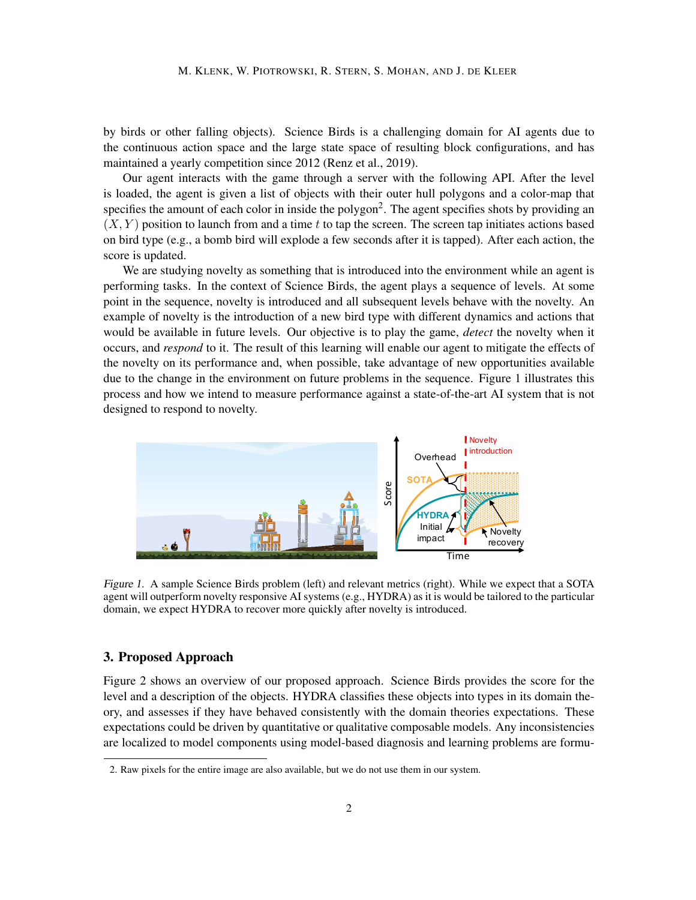by birds or other falling objects). Science Birds is a challenging domain for AI agents due to the continuous action space and the large state space of resulting block configurations, and has maintained a yearly competition since 2012 (Renz et al., 2019).

Our agent interacts with the game through a server with the following API. After the level is loaded, the agent is given a list of objects with their outer hull polygons and a color-map that specifies the amount of each color in inside the polygon[2]. The agent specifies shots by providing an $(X, Y)$ position to launch from and a time $t$ to tap the screen. The screen tap initiates actions based on bird type (e.g., a bomb bird will explode a few seconds after it is tapped). After each action, the score is updated.

We are studying novelty as something that is introduced into the environment while an agent is performing tasks. In the context of Science Birds, the agent plays a sequence of levels. At some point in the sequence, novelty is introduced and all subsequent levels behave with the novelty. An example of novelty is the introduction of a new bird type with different dynamics and actions that would be available in future levels. Our objective is to play the game, *detect* the novelty when it occurs, and *respond* to it. The result of this learning will enable our agent to mitigate the effects of the novelty on its performance and, when possible, take advantage of new opportunities available due to the change in the environment on future problems in the sequence. Figure 1 illustrates this process and how we intend to measure performance against a state-of-the-art AI system that is not designed to respond to novelty.

*Figure 1.* A sample Science Birds problem (left) and relevant metrics (right). While we expect that a SOTA agent will outperform novelty responsive AI systems (e.g., HYDRA) as it is would be tailored to the particular domain, we expect HYDRA to recover more quickly after novelty is introduced.

## 3. Proposed Approach

Figure 2 shows an overview of our proposed approach. Science Birds provides the score for the level and a description of the objects. HYDRA classifies these objects into types in its domain theory, and assesses if they have behaved consistently with the domain theories expectations. These expectations could be driven by quantitative or qualitative composable models. Any inconsistencies are localized to model components using model-based diagnosis and learning problems are formu-

2. Raw pixels for the entire image are also available, but we do not use them in our system.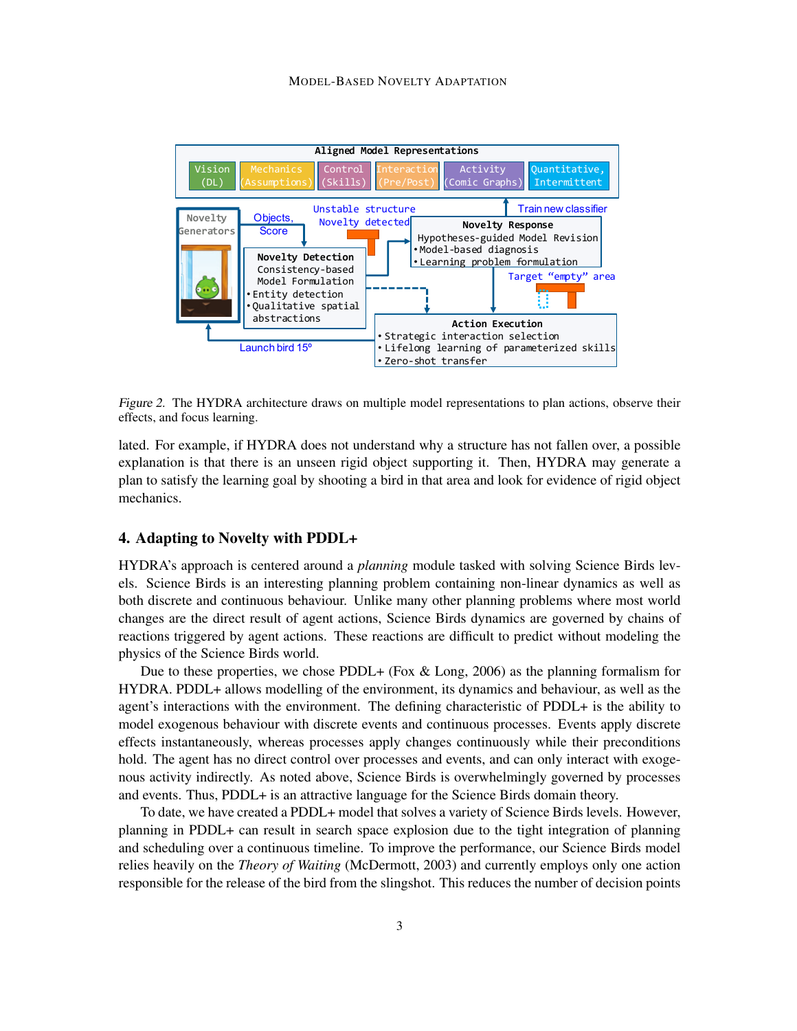*Figure 2.* The HYDRA architecture draws on multiple model representations to plan actions, observe their effects, and focus learning.

lated. For example, if HYDRA does not understand why a structure has not fallen over, a possible explanation is that there is an unseen rigid object supporting it. Then, HYDRA may generate a plan to satisfy the learning goal by shooting a bird in that area and look for evidence of rigid object mechanics.

## 4. Adapting to Novelty with PDDL+

HYDRA's approach is centered around a *planning* module tasked with solving Science Birds levels. Science Birds is an interesting planning problem containing non-linear dynamics as well as both discrete and continuous behaviour. Unlike many other planning problems where most world changes are the direct result of agent actions, Science Birds dynamics are governed by chains of reactions triggered by agent actions. These reactions are difficult to predict without modeling the physics of the Science Birds world.

Due to these properties, we chose PDDL+ (Fox & Long, 2006) as the planning formalism for HYDRA. PDDL+ allows modelling of the environment, its dynamics and behaviour, as well as the agent's interactions with the environment. The defining characteristic of PDDL+ is the ability to model exogenous behaviour with discrete events and continuous processes. Events apply discrete effects instantaneously, whereas processes apply changes continuously while their preconditions hold. The agent has no direct control over processes and events, and can only interact with exogenous activity indirectly. As noted above, Science Birds is overwhelmingly governed by processes and events. Thus, PDDL+ is an attractive language for the Science Birds domain theory.

To date, we have created a PDDL+ model that solves a variety of Science Birds levels. However, planning in PDDL+ can result in search space explosion due to the tight integration of planning and scheduling over a continuous timeline. To improve the performance, our Science Birds model relies heavily on the *Theory of Waiting* (McDermott, 2003) and currently employs only one action responsible for the release of the bird from the slingshot. This reduces the number of decision points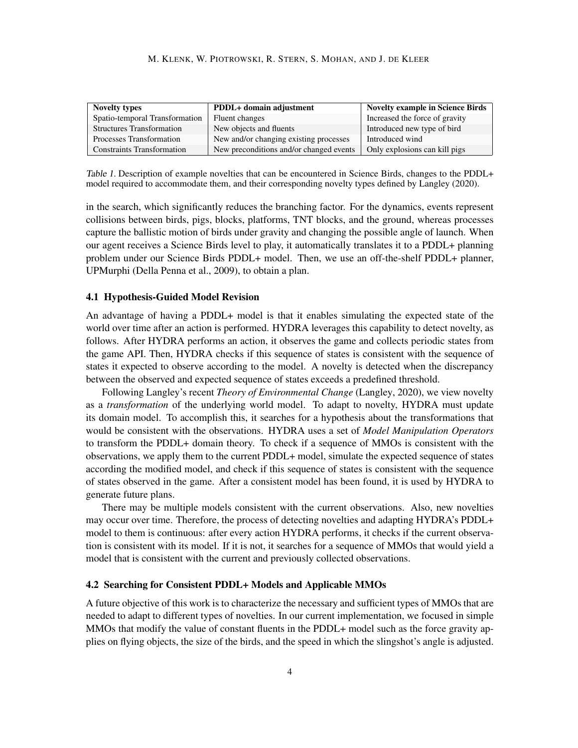| Novelty types | PDDL+ domain adjustment | Novelty example in Science Birds |
|---|---|---|
| Spatio-temporal Transformation | Fluent changes | Increased the force of gravity |
| Structures Transformation | New objects and fluents | Introduced new type of bird |
| Processes Transformation | New and/or changing existing processes | Introduced wind |
| Constraints Transformation | New preconditions and/or changed events | Only explosions can kill pigs |

*Table 1.* Description of example novelties that can be encountered in Science Birds, changes to the PDDL+ model required to accommodate them, and their corresponding novelty types defined by Langley (2020).

in the search, which significantly reduces the branching factor. For the dynamics, events represent collisions between birds, pigs, blocks, platforms, TNT blocks, and the ground, whereas processes capture the ballistic motion of birds under gravity and changing the possible angle of launch. When our agent receives a Science Birds level to play, it automatically translates it to a PDDL+ planning problem under our Science Birds PDDL+ model. Then, we use an off-the-shelf PDDL+ planner, UPMurphi (Della Penna et al., 2009), to obtain a plan.

### 4.1 Hypothesis-Guided Model Revision

An advantage of having a PDDL+ model is that it enables simulating the expected state of the world over time after an action is performed. HYDRA leverages this capability to detect novelty, as follows. After HYDRA performs an action, it observes the game and collects periodic states from the game API. Then, HYDRA checks if this sequence of states is consistent with the sequence of states it expected to observe according to the model. A novelty is detected when the discrepancy between the observed and expected sequence of states exceeds a predefined threshold.

Following Langley's recent *Theory of Environmental Change* (Langley, 2020), we view novelty as a *transformation* of the underlying world model. To adapt to novelty, HYDRA must update its domain model. To accomplish this, it searches for a hypothesis about the transformations that would be consistent with the observations. HYDRA uses a set of *Model Manipulation Operators* to transform the PDDL+ domain theory. To check if a sequence of MMOs is consistent with the observations, we apply them to the current PDDL+ model, simulate the expected sequence of states according the modified model, and check if this sequence of states is consistent with the sequence of states observed in the game. After a consistent model has been found, it is used by HYDRA to generate future plans.

There may be multiple models consistent with the current observations. Also, new novelties may occur over time. Therefore, the process of detecting novelties and adapting HYDRA's PDDL+ model to them is continuous: after every action HYDRA performs, it checks if the current observation is consistent with its model. If it is not, it searches for a sequence of MMOs that would yield a model that is consistent with the current and previously collected observations.

### 4.2 Searching for Consistent PDDL+ Models and Applicable MMOs

A future objective of this work is to characterize the necessary and sufficient types of MMOs that are needed to adapt to different types of novelties. In our current implementation, we focused in simple MMOs that modify the value of constant fluents in the PDDL+ model such as the force gravity applies on flying objects, the size of the birds, and the speed in which the slingshot's angle is adjusted.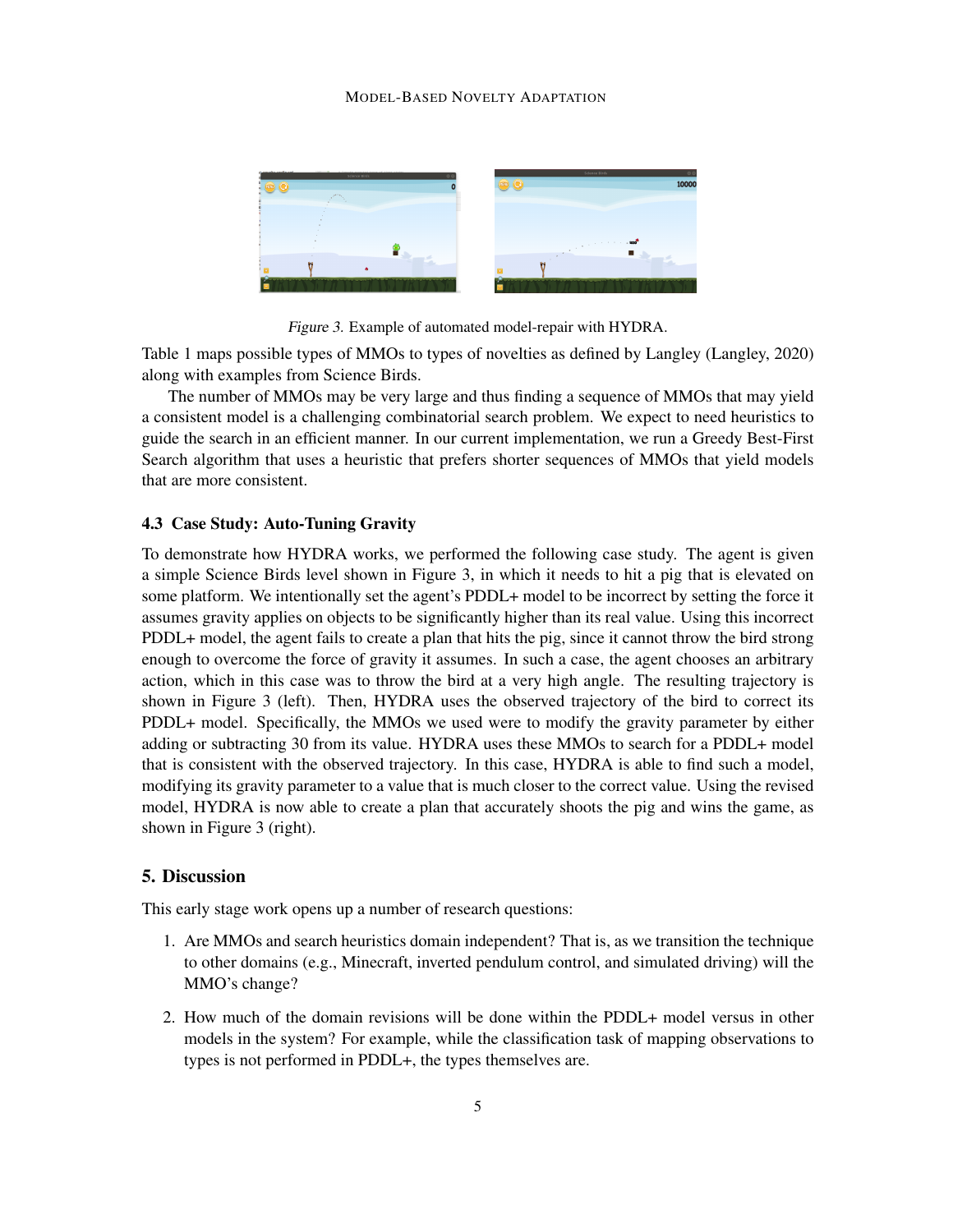*Figure 3.* Example of automated model-repair with HYDRA.

Table 1 maps possible types of MMOs to types of novelties as defined by Langley (Langley, 2020) along with examples from Science Birds.

The number of MMOs may be very large and thus finding a sequence of MMOs that may yield a consistent model is a challenging combinatorial search problem. We expect to need heuristics to guide the search in an efficient manner. In our current implementation, we run a Greedy Best-First Search algorithm that uses a heuristic that prefers shorter sequences of MMOs that yield models that are more consistent.

### 4.3 Case Study: Auto-Tuning Gravity

To demonstrate how HYDRA works, we performed the following case study. The agent is given a simple Science Birds level shown in Figure 3, in which it needs to hit a pig that is elevated on some platform. We intentionally set the agent's PDDL+ model to be incorrect by setting the force it assumes gravity applies on objects to be significantly higher than its real value. Using this incorrect PDDL+ model, the agent fails to create a plan that hits the pig, since it cannot throw the bird strong enough to overcome the force of gravity it assumes. In such a case, the agent chooses an arbitrary action, which in this case was to throw the bird at a very high angle. The resulting trajectory is shown in Figure 3 (left). Then, HYDRA uses the observed trajectory of the bird to correct its PDDL+ model. Specifically, the MMOs we used were to modify the gravity parameter by either adding or subtracting 30 from its value. HYDRA uses these MMOs to search for a PDDL+ model that is consistent with the observed trajectory. In this case, HYDRA is able to find such a model, modifying its gravity parameter to a value that is much closer to the correct value. Using the revised model, HYDRA is now able to create a plan that accurately shoots the pig and wins the game, as shown in Figure 3 (right).

## 5. Discussion

This early stage work opens up a number of research questions:

1. Are MMOs and search heuristics domain independent? That is, as we transition the technique to other domains (e.g., Minecraft, inverted pendulum control, and simulated driving) will the MMO's change?
2. How much of the domain revisions will be done within the PDDL+ model versus in other models in the system? For example, while the classification task of mapping observations to types is not performed in PDDL+, the types themselves are.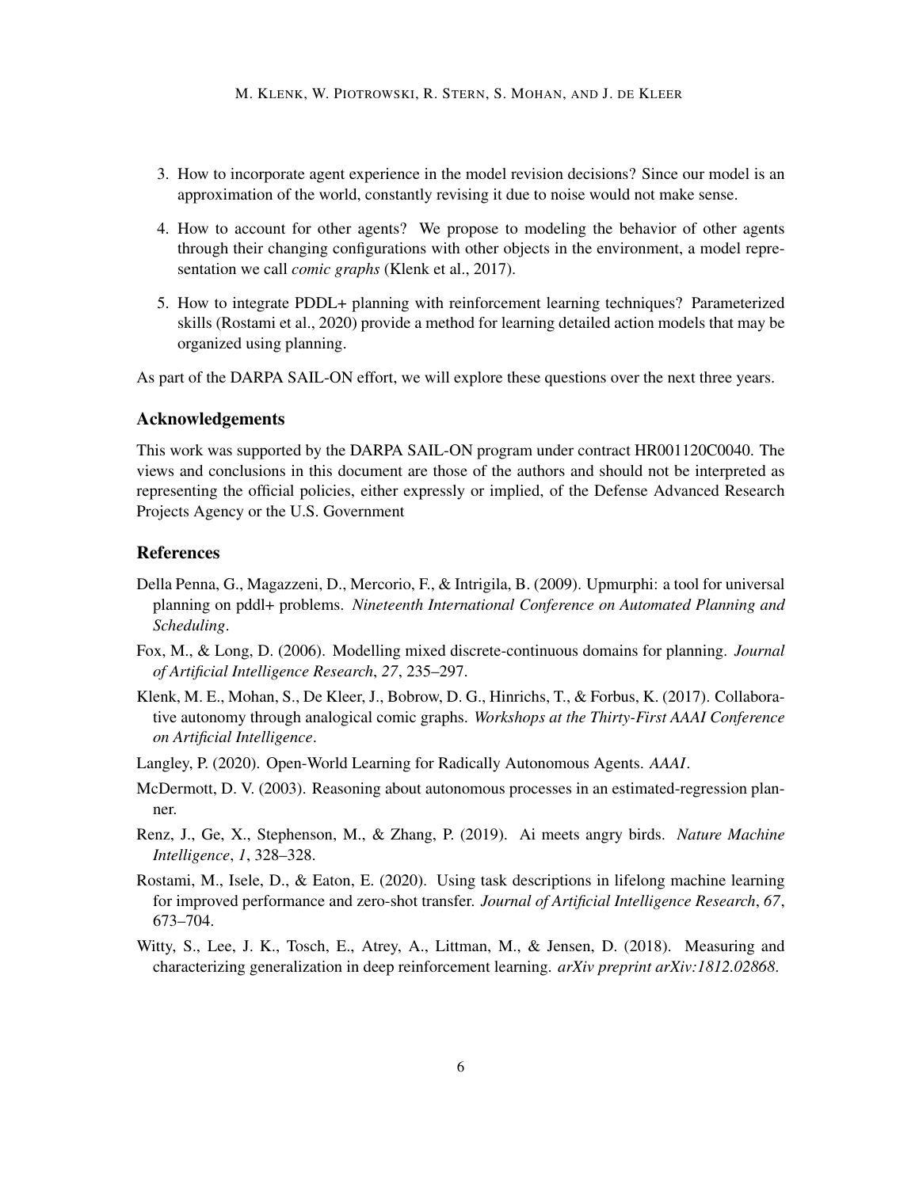3. How to incorporate agent experience in the model revision decisions? Since our model is an approximation of the world, constantly revising it due to noise would not make sense.

4. How to account for other agents? We propose to modeling the behavior of other agents through their changing configurations with other objects in the environment, a model representation we call *comic graphs* (Klenk et al., 2017).

5. How to integrate PDDL+ planning with reinforcement learning techniques? Parameterized skills (Rostami et al., 2020) provide a method for learning detailed action models that may be organized using planning.

As part of the DARPA SAIL-ON effort, we will explore these questions over the next three years.

## Acknowledgements

This work was supported by the DARPA SAIL-ON program under contract HR001120C0040. The views and conclusions in this document are those of the authors and should not be interpreted as representing the official policies, either expressly or implied, of the Defense Advanced Research Projects Agency or the U.S. Government

## References

Della Penna, G., Magazzeni, D., Mercorio, F., & Intrigila, B. (2009). Upmurphi: a tool for universal planning on pddl+ problems. *Nineteenth International Conference on Automated Planning and Scheduling*.

Fox, M., & Long, D. (2006). Modelling mixed discrete-continuous domains for planning. *Journal of Artificial Intelligence Research*, *27*, 235–297.

Klenk, M. E., Mohan, S., De Kleer, J., Bobrow, D. G., Hinrichs, T., & Forbus, K. (2017). Collaborative autonomy through analogical comic graphs. *Workshops at the Thirty-First AAAI Conference on Artificial Intelligence*.

Langley, P. (2020). Open-World Learning for Radically Autonomous Agents. *AAAI*.

McDermott, D. V. (2003). Reasoning about autonomous processes in an estimated-regression planner.

Renz, J., Ge, X., Stephenson, M., & Zhang, P. (2019). Ai meets angry birds. *Nature Machine Intelligence*, *1*, 328–328.

Rostami, M., Isele, D., & Eaton, E. (2020). Using task descriptions in lifelong machine learning for improved performance and zero-shot transfer. *Journal of Artificial Intelligence Research*, *67*, 673–704.

Witty, S., Lee, J. K., Tosch, E., Atrey, A., Littman, M., & Jensen, D. (2018). Measuring and characterizing generalization in deep reinforcement learning. *arXiv preprint arXiv:1812.02868*.